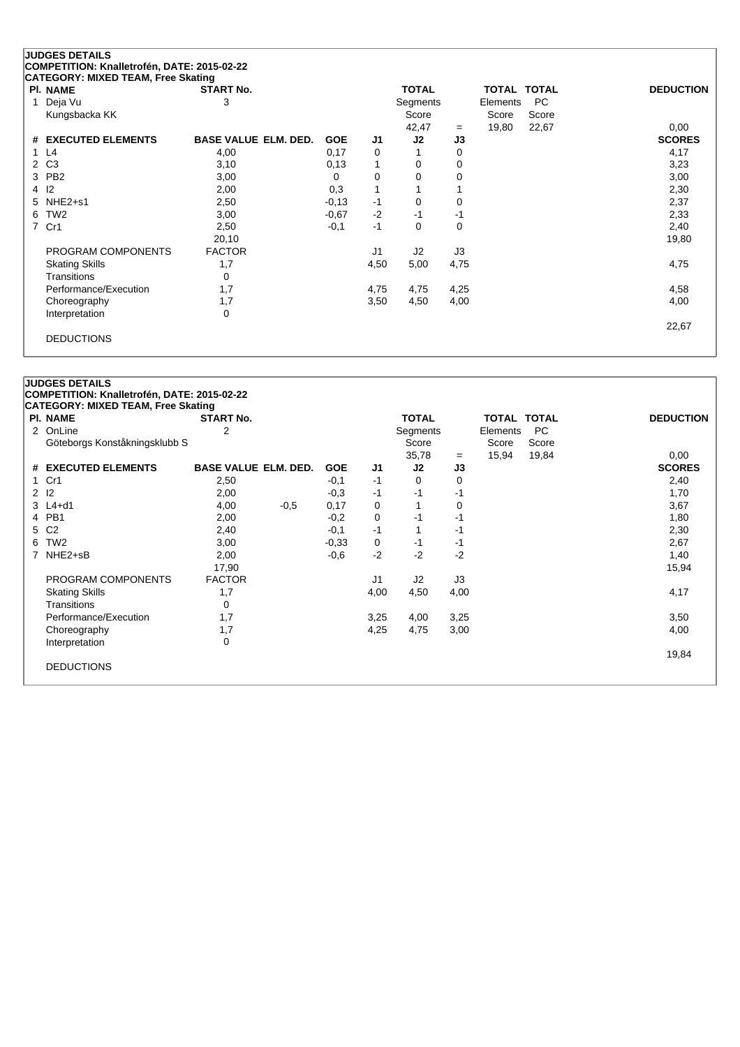**JUDGES DETAILS**
**COMPETITION: Knalletrofén, DATE: 2015-02-22**
**CATEGORY: MIXED TEAM, Free Skating**

| Pl. | NAME | START No. | | | | TOTAL Segments Score | | TOTAL Elements Score | TOTAL PC Score | DEDUCTION |
|---|---|---|---|---|---|---|---|---|---|---|
| 1 | Deja Vu<br>Kungsbacka KK | 3 | | | | 42,47 | = | 19,80 | 22,67 | 0,00 |

| # | EXECUTED ELEMENTS | BASE VALUE | ELM. DED. | GOE | J1 | J2 | J3 | SCORES |
|---|---|---|---|---|---|---|---|---|
| 1 | L4 | 4,00 | | 0,17 | 0 | 1 | 0 | 4,17 |
| 2 | C3 | 3,10 | | 0,13 | 1 | 0 | 0 | 3,23 |
| 3 | PB2 | 3,00 | | 0 | 0 | 0 | 0 | 3,00 |
| 4 | I2 | 2,00 | | 0,3 | 1 | 1 | 1 | 2,30 |
| 5 | NHE2+s1 | 2,50 | | -0,13 | -1 | 0 | 0 | 2,37 |
| 6 | TW2 | 3,00 | | -0,67 | -2 | -1 | -1 | 2,33 |
| 7 | Cr1 | 2,50 | | -0,1 | -1 | 0 | 0 | 2,40 |
| | | 20,10 | | | | | | 19,80 |

| PROGRAM COMPONENTS | FACTOR | J1 | J2 | J3 | SCORES |
|---|---|---|---|---|---|
| Skating Skills | 1,7 | 4,50 | 5,00 | 4,75 | 4,75 |
| Transitions | 0 | | | | |
| Performance/Execution | 1,7 | 4,75 | 4,75 | 4,25 | 4,58 |
| Choreography | 1,7 | 3,50 | 4,50 | 4,00 | 4,00 |
| Interpretation | 0 | | | | |
| | | | | | 22,67 |

DEDUCTIONS

**JUDGES DETAILS**
**COMPETITION: Knalletrofén, DATE: 2015-02-22**
**CATEGORY: MIXED TEAM, Free Skating**

| Pl. | NAME | START No. | | | | TOTAL Segments Score | | TOTAL Elements Score | TOTAL PC Score | DEDUCTION |
|---|---|---|---|---|---|---|---|---|---|---|
| 2 | OnLine<br>Göteborgs Konståkningsklubb S | 2 | | | | 35,78 | = | 15,94 | 19,84 | 0,00 |

| # | EXECUTED ELEMENTS | BASE VALUE | ELM. DED. | GOE | J1 | J2 | J3 | SCORES |
|---|---|---|---|---|---|---|---|---|
| 1 | Cr1 | 2,50 | | -0,1 | -1 | 0 | 0 | 2,40 |
| 2 | I2 | 2,00 | | -0,3 | -1 | -1 | -1 | 1,70 |
| 3 | L4+d1 | 4,00 | -0,5 | 0,17 | 0 | 1 | 0 | 3,67 |
| 4 | PB1 | 2,00 | | -0,2 | 0 | -1 | -1 | 1,80 |
| 5 | C2 | 2,40 | | -0,1 | -1 | 1 | -1 | 2,30 |
| 6 | TW2 | 3,00 | | -0,33 | 0 | -1 | -1 | 2,67 |
| 7 | NHE2+sB | 2,00 | | -0,6 | -2 | -2 | -2 | 1,40 |
| | | 17,90 | | | | | | 15,94 |

| PROGRAM COMPONENTS | FACTOR | J1 | J2 | J3 | SCORES |
|---|---|---|---|---|---|
| Skating Skills | 1,7 | 4,00 | 4,50 | 4,00 | 4,17 |
| Transitions | 0 | | | | |
| Performance/Execution | 1,7 | 3,25 | 4,00 | 3,25 | 3,50 |
| Choreography | 1,7 | 4,25 | 4,75 | 3,00 | 4,00 |
| Interpretation | 0 | | | | |
| | | | | | 19,84 |

DEDUCTIONS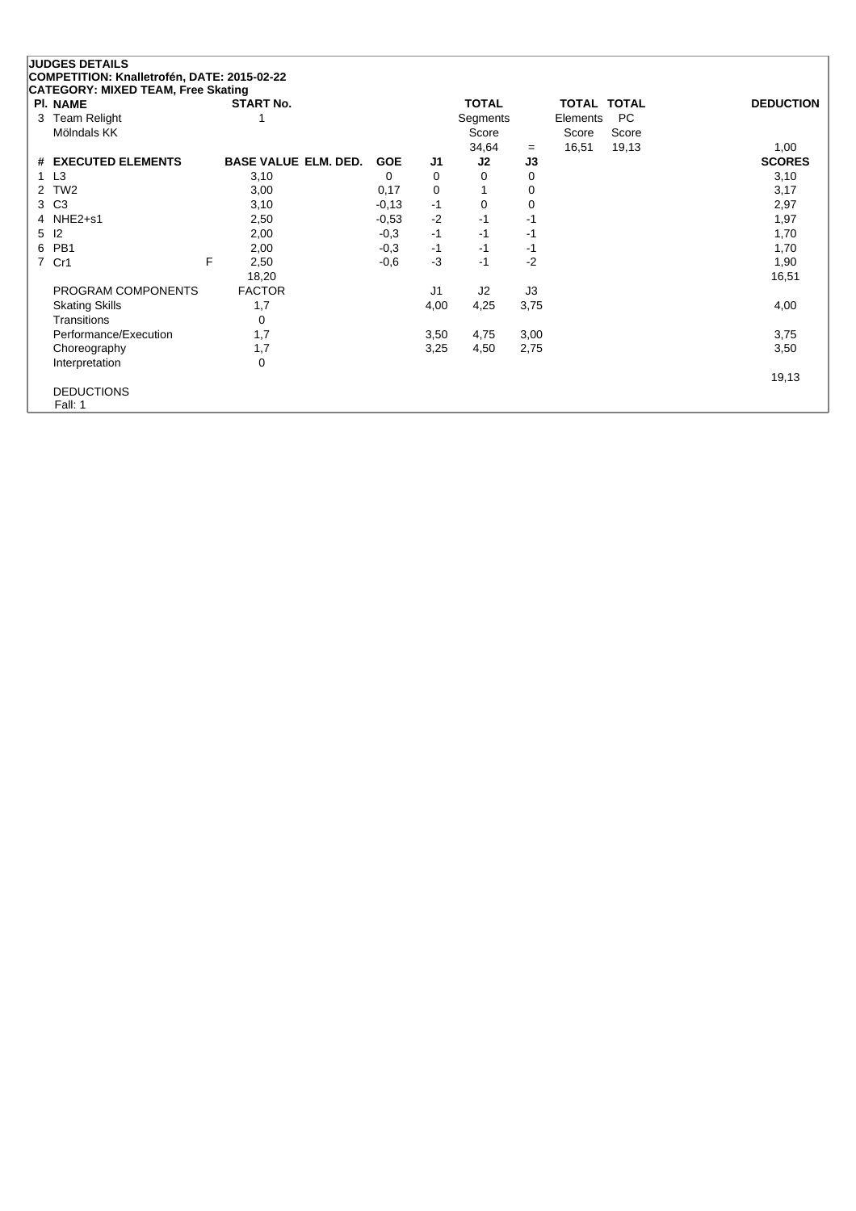**JUDGES DETAILS**
**COMPETITION: Knalletrofén, DATE: 2015-02-22**
**CATEGORY: MIXED TEAM, Free Skating**

| Pl. | NAME | START No. | TOTAL Segments Score | = | TOTAL Elements Score | TOTAL PC Score | DEDUCTION |
|---|---|---|---|---|---|---|---|
| 3 | Team Relight<br>Mölndals KK | 1 | 34,64 | = | 16,51 | 19,13 | 1,00 |

| # | EXECUTED ELEMENTS | | BASE VALUE | ELM. DED. | GOE | J1 | J2 | J3 | SCORES |
|---|---|---|---|---|---|---|---|---|---|
| 1 | L3 | | 3,10 | | 0 | 0 | 0 | 0 | 3,10 |
| 2 | TW2 | | 3,00 | | 0,17 | 0 | 1 | 0 | 3,17 |
| 3 | C3 | | 3,10 | | -0,13 | -1 | 0 | 0 | 2,97 |
| 4 | NHE2+s1 | | 2,50 | | -0,53 | -2 | -1 | -1 | 1,97 |
| 5 | I2 | | 2,00 | | -0,3 | -1 | -1 | -1 | 1,70 |
| 6 | PB1 | | 2,00 | | -0,3 | -1 | -1 | -1 | 1,70 |
| 7 | Cr1 | F | 2,50 | | -0,6 | -3 | -1 | -2 | 1,90 |
| | | | 18,20 | | | | | | 16,51 |

| PROGRAM COMPONENTS | FACTOR | J1 | J2 | J3 | |
|---|---|---|---|---|---|
| Skating Skills | 1,7 | 4,00 | 4,25 | 3,75 | 4,00 |
| Transitions | 0 | | | | |
| Performance/Execution | 1,7 | 3,50 | 4,75 | 3,00 | 3,75 |
| Choreography | 1,7 | 3,25 | 4,50 | 2,75 | 3,50 |
| Interpretation | 0 | | | | |
| | | | | | 19,13 |

DEDUCTIONS
Fall: 1